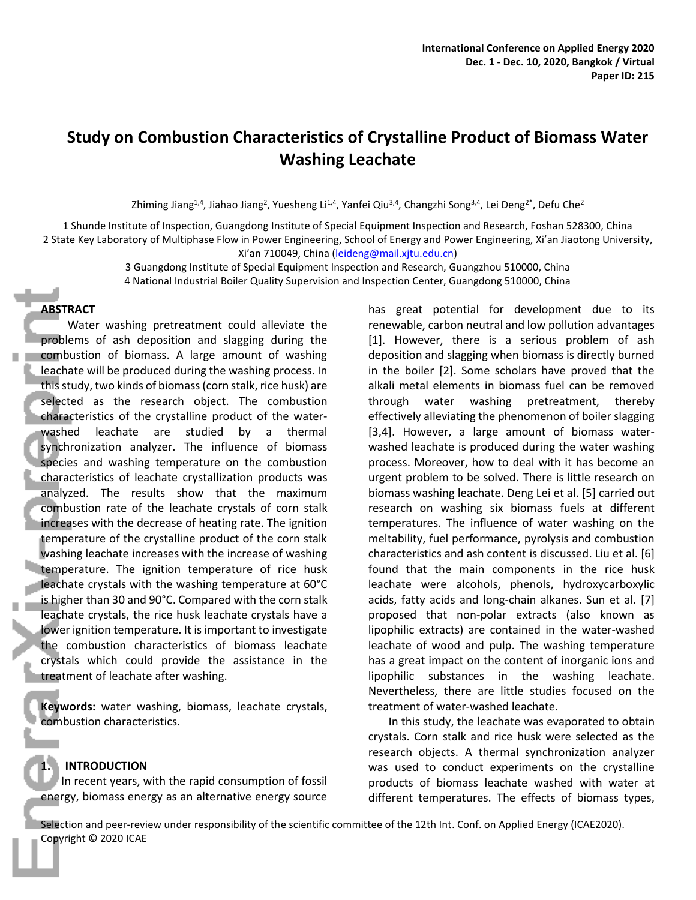# Study on Combustion Characteristics of Crystalline Product of Biomass Water Washing Leachate

Zhiming Jiang[1,4], Jiahao Jiang[2], Yuesheng Li[1,4], Yanfei Qiu[3,4], Changzhi Song[3,4], Lei Deng[2*], Defu Che[2]

1 Shunde Institute of Inspection, Guangdong Institute of Special Equipment Inspection and Research, Foshan 528300, China
2 State Key Laboratory of Multiphase Flow in Power Engineering, School of Energy and Power Engineering, Xi'an Jiaotong University, Xi'an 710049, China (leideng@mail.xjtu.edu.cn)
3 Guangdong Institute of Special Equipment Inspection and Research, Guangzhou 510000, China
4 National Industrial Boiler Quality Supervision and Inspection Center, Guangdong 510000, China

## ABSTRACT

Water washing pretreatment could alleviate the problems of ash deposition and slagging during the combustion of biomass. A large amount of washing leachate will be produced during the washing process. In this study, two kinds of biomass (corn stalk, rice husk) are selected as the research object. The combustion characteristics of the crystalline product of the water-washed leachate are studied by a thermal synchronization analyzer. The influence of biomass species and washing temperature on the combustion characteristics of leachate crystallization products was analyzed. The results show that the maximum combustion rate of the leachate crystals of corn stalk increases with the decrease of heating rate. The ignition temperature of the crystalline product of the corn stalk washing leachate increases with the increase of washing temperature. The ignition temperature of rice husk leachate crystals with the washing temperature at 60°C is higher than 30 and 90°C. Compared with the corn stalk leachate crystals, the rice husk leachate crystals have a lower ignition temperature. It is important to investigate the combustion characteristics of biomass leachate crystals which could provide the assistance in the treatment of leachate after washing.

**Keywords:** water washing, biomass, leachate crystals, combustion characteristics.

## 1. INTRODUCTION

In recent years, with the rapid consumption of fossil energy, biomass energy as an alternative energy source has great potential for development due to its renewable, carbon neutral and low pollution advantages [1]. However, there is a serious problem of ash deposition and slagging when biomass is directly burned in the boiler [2]. Some scholars have proved that the alkali metal elements in biomass fuel can be removed through water washing pretreatment, thereby effectively alleviating the phenomenon of boiler slagging [3,4]. However, a large amount of biomass water-washed leachate is produced during the water washing process. Moreover, how to deal with it has become an urgent problem to be solved. There is little research on biomass washing leachate. Deng Lei et al. [5] carried out research on washing six biomass fuels at different temperatures. The influence of water washing on the meltability, fuel performance, pyrolysis and combustion characteristics and ash content is discussed. Liu et al. [6] found that the main components in the rice husk leachate were alcohols, phenols, hydroxycarboxylic acids, fatty acids and long-chain alkanes. Sun et al. [7] proposed that non-polar extracts (also known as lipophilic extracts) are contained in the water-washed leachate of wood and pulp. The washing temperature has a great impact on the content of inorganic ions and lipophilic substances in the washing leachate. Nevertheless, there are little studies focused on the treatment of water-washed leachate.

In this study, the leachate was evaporated to obtain crystals. Corn stalk and rice husk were selected as the research objects. A thermal synchronization analyzer was used to conduct experiments on the crystalline products of biomass leachate washed with water at different temperatures. The effects of biomass types,

Selection and peer-review under responsibility of the scientific committee of the 12th Int. Conf. on Applied Energy (ICAE2020).
Copyright © 2020 ICAE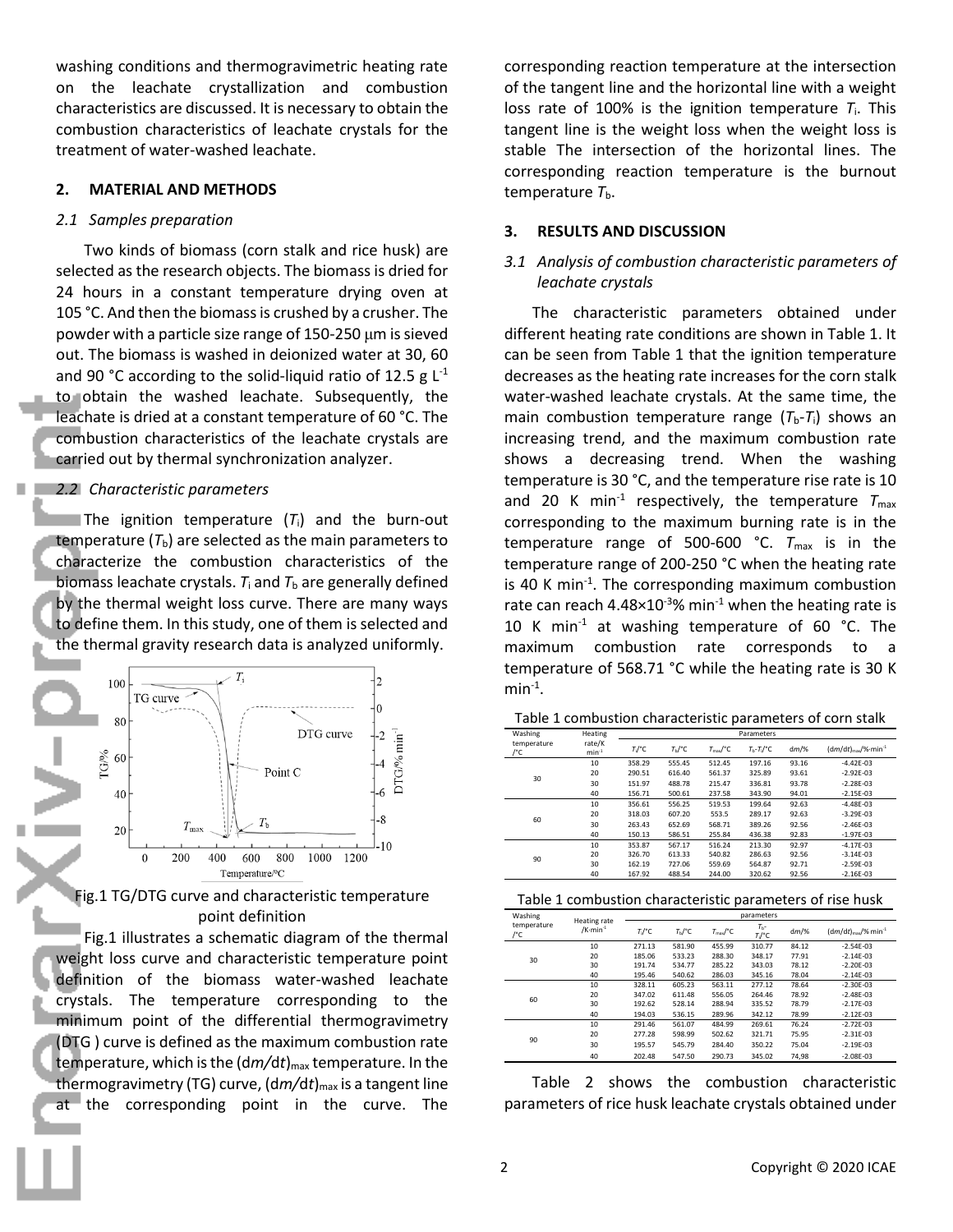washing conditions and thermogravimetric heating rate on the leachate crystallization and combustion characteristics are discussed. It is necessary to obtain the combustion characteristics of leachate crystals for the treatment of water-washed leachate.

## 2. MATERIAL AND METHODS

### *2.1 Samples preparation*

Two kinds of biomass (corn stalk and rice husk) are selected as the research objects. The biomass is dried for 24 hours in a constant temperature drying oven at 105 °C. And then the biomass is crushed by a crusher. The powder with a particle size range of 150-250 μm is sieved out. The biomass is washed in deionized water at 30, 60 and 90 °C according to the solid-liquid ratio of 12.5 g $L^{-1}$ to obtain the washed leachate. Subsequently, the leachate is dried at a constant temperature of 60 °C. The combustion characteristics of the leachate crystals are carried out by thermal synchronization analyzer.

### *2.2 Characteristic parameters*

The ignition temperature ($T_i$) and the burn-out temperature ($T_b$) are selected as the main parameters to characterize the combustion characteristics of the biomass leachate crystals. $T_i$ and $T_b$ are generally defined by the thermal weight loss curve. There are many ways to define them. In this study, one of them is selected and the thermal gravity research data is analyzed uniformly.

Fig.1 TG/DTG curve and characteristic temperature point definition

Fig.1 illustrates a schematic diagram of the thermal weight loss curve and characteristic temperature point definition of the biomass water-washed leachate crystals. The temperature corresponding to the minimum point of the differential thermogravimetry (DTG ) curve is defined as the maximum combustion rate temperature, which is the $(dm/dt)_{max}$ temperature. In the thermogravimetry (TG) curve, $(dm/dt)_{max}$ is a tangent line at the corresponding point in the curve. The corresponding reaction temperature at the intersection of the tangent line and the horizontal line with a weight loss rate of 100% is the ignition temperature $T_i$. This tangent line is the weight loss when the weight loss is stable The intersection of the horizontal lines. The corresponding reaction temperature is the burnout temperature $T_b$.

## 3. RESULTS AND DISCUSSION

### *3.1 Analysis of combustion characteristic parameters of leachate crystals*

The characteristic parameters obtained under different heating rate conditions are shown in Table 1. It can be seen from Table 1 that the ignition temperature decreases as the heating rate increases for the corn stalk water-washed leachate crystals. At the same time, the main combustion temperature range ($T_b$-$T_i$) shows an increasing trend, and the maximum combustion rate shows a decreasing trend. When the washing temperature is 30 °C, and the temperature rise rate is 10 and 20 K $min^{-1}$ respectively, the temperature $T_{max}$ corresponding to the maximum burning rate is in the temperature range of 500-600 °C. $T_{max}$ is in the temperature range of 200-250 °C when the heating rate is 40 K $min^{-1}$. The corresponding maximum combustion rate can reach $4.48\times10^{-3}$% $min^{-1}$ when the heating rate is 10 K $min^{-1}$ at washing temperature of 60 °C. The maximum combustion rate corresponds to a temperature of 568.71 °C while the heating rate is 30 K $min^{-1}$.

Table 1 combustion characteristic parameters of corn stalk

| Washing temperature /°C | Heating rate/K min$^{-1}$ | $T_i$/°C | $T_b$/°C | $T_{max}$/°C | $T_b$-$T_i$/°C | dm/% | $(dm/dt)_{max}$/%·min$^{-1}$ |
|---|---|---|---|---|---|---|---|
| 30 | 10 | 358.29 | 555.45 | 512.45 | 197.16 | 93.16 | -4.42E-03 |
| | 20 | 290.51 | 616.40 | 561.37 | 325.89 | 93.61 | -2.92E-03 |
| | 30 | 151.97 | 488.78 | 215.47 | 336.81 | 93.78 | -2.28E-03 |
| | 40 | 156.71 | 500.61 | 237.58 | 343.90 | 94.01 | -2.15E-03 |
| 60 | 10 | 356.61 | 556.25 | 519.53 | 199.64 | 92.63 | -4.48E-03 |
| | 20 | 318.03 | 607.20 | 553.5 | 289.17 | 92.63 | -3.29E-03 |
| | 30 | 263.43 | 652.69 | 568.71 | 389.26 | 92.56 | -2.46E-03 |
| | 40 | 150.13 | 586.51 | 255.84 | 436.38 | 92.83 | -1.97E-03 |
| 90 | 10 | 353.87 | 567.17 | 516.24 | 213.30 | 92.97 | -4.17E-03 |
| | 20 | 326.70 | 613.33 | 540.82 | 286.63 | 92.56 | -3.14E-03 |
| | 30 | 162.19 | 727.06 | 559.69 | 564.87 | 92.71 | -2.59E-03 |
| | 40 | 167.92 | 488.54 | 244.00 | 320.62 | 92.56 | -2.16E-03 |

Table 1 combustion characteristic parameters of rise husk

| Washing temperature /°C | Heating rate /K·min$^{-1}$ | $T_i$/°C | $T_b$/°C | $T_{max}$/°C | $T_b$-$T_i$/°C | dm/% | $(dm/dt)_{max}$/% min$^{-1}$ |
|---|---|---|---|---|---|---|---|
| 30 | 10 | 271.13 | 581.90 | 455.99 | 310.77 | 84.12 | -2.54E-03 |
| | 20 | 185.06 | 533.23 | 288.30 | 348.17 | 77.91 | -2.14E-03 |
| | 30 | 191.74 | 534.77 | 285.22 | 343.03 | 78.12 | -2.20E-03 |
| | 40 | 195.46 | 540.62 | 286.03 | 345.16 | 78.04 | -2.14E-03 |
| 60 | 10 | 328.11 | 605.23 | 563.11 | 277.12 | 78.64 | -2.30E-03 |
| | 20 | 347.02 | 611.48 | 556.05 | 264.46 | 78.92 | -2.48E-03 |
| | 30 | 192.62 | 528.14 | 288.94 | 335.52 | 78.79 | -2.17E-03 |
| | 40 | 194.03 | 536.15 | 289.96 | 342.12 | 78.99 | -2.12E-03 |
| 90 | 10 | 291.46 | 561.07 | 484.99 | 269.61 | 76.24 | -2.72E-03 |
| | 20 | 277.28 | 598.99 | 502.62 | 321.71 | 75.95 | -2.31E-03 |
| | 30 | 195.57 | 545.79 | 284.40 | 350.22 | 75.04 | -2.19E-03 |
| | 40 | 202.48 | 547.50 | 290.73 | 345.02 | 74,98 | -2.08E-03 |

Table 2 shows the combustion characteristic parameters of rice husk leachate crystals obtained under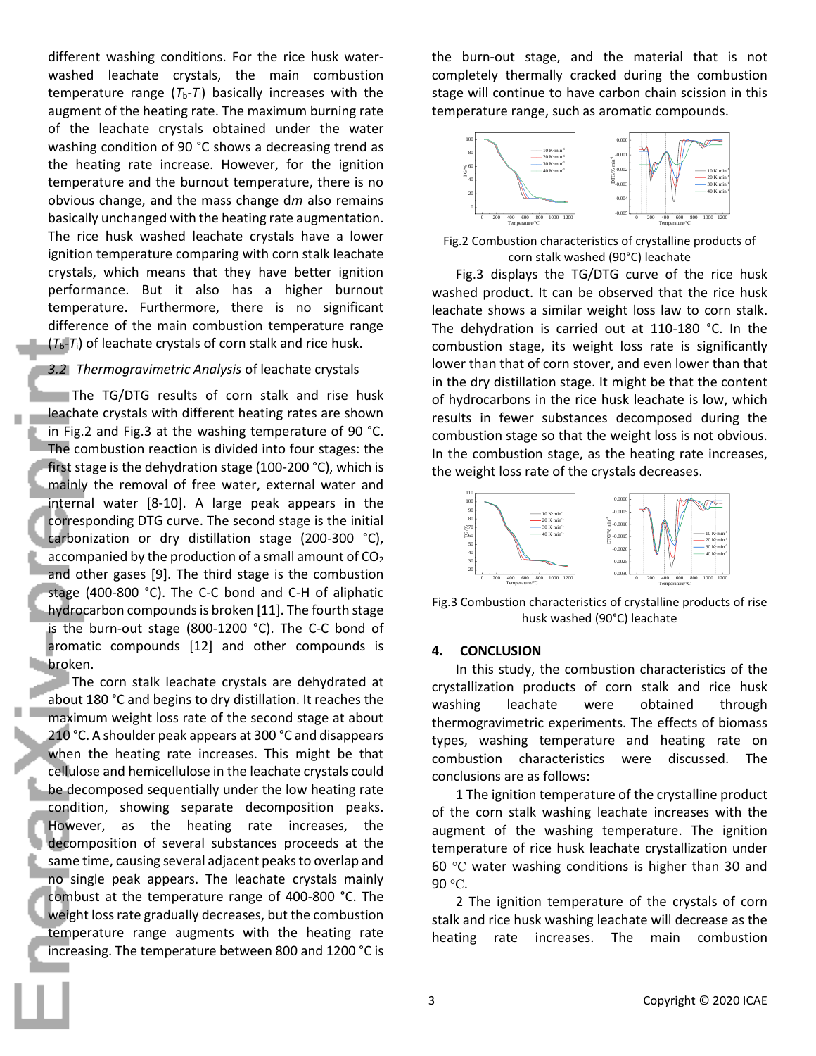different washing conditions. For the rice husk water-washed leachate crystals, the main combustion temperature range ($T_b$-$T_i$) basically increases with the augment of the heating rate. The maximum burning rate of the leachate crystals obtained under the water washing condition of 90 °C shows a decreasing trend as the heating rate increase. However, for the ignition temperature and the burnout temperature, there is no obvious change, and the mass change d*m* also remains basically unchanged with the heating rate augmentation. The rice husk washed leachate crystals have a lower ignition temperature comparing with corn stalk leachate crystals, which means that they have better ignition performance. But it also has a higher burnout temperature. Furthermore, there is no significant difference of the main combustion temperature range ($T_b$-$T_i$) of leachate crystals of corn stalk and rice husk.

### *3.2 Thermogravimetric Analysis* of leachate crystals

The TG/DTG results of corn stalk and rise husk leachate crystals with different heating rates are shown in Fig.2 and Fig.3 at the washing temperature of 90 °C. The combustion reaction is divided into four stages: the first stage is the dehydration stage (100-200 °C), which is mainly the removal of free water, external water and internal water [8-10]. A large peak appears in the corresponding DTG curve. The second stage is the initial carbonization or dry distillation stage (200-300 °C), accompanied by the production of a small amount of $CO_2$ and other gases [9]. The third stage is the combustion stage (400-800 °C). The C-C bond and C-H of aliphatic hydrocarbon compounds is broken [11]. The fourth stage is the burn-out stage (800-1200 °C). The C-C bond of aromatic compounds [12] and other compounds is broken.

The corn stalk leachate crystals are dehydrated at about 180 °C and begins to dry distillation. It reaches the maximum weight loss rate of the second stage at about 210 °C. A shoulder peak appears at 300 °C and disappears when the heating rate increases. This might be that cellulose and hemicellulose in the leachate crystals could be decomposed sequentially under the low heating rate condition, showing separate decomposition peaks. However, as the heating rate increases, the decomposition of several substances proceeds at the same time, causing several adjacent peaks to overlap and no single peak appears. The leachate crystals mainly combust at the temperature range of 400-800 °C. The weight loss rate gradually decreases, but the combustion temperature range augments with the heating rate increasing. The temperature between 800 and 1200 °C is the burn-out stage, and the material that is not completely thermally cracked during the combustion stage will continue to have carbon chain scission in this temperature range, such as aromatic compounds.

Fig.2 Combustion characteristics of crystalline products of corn stalk washed (90°C) leachate

Fig.3 displays the TG/DTG curve of the rice husk washed product. It can be observed that the rice husk leachate shows a similar weight loss law to corn stalk. The dehydration is carried out at 110-180 °C. In the combustion stage, its weight loss rate is significantly lower than that of corn stover, and even lower than that in the dry distillation stage. It might be that the content of hydrocarbons in the rice husk leachate is low, which results in fewer substances decomposed during the combustion stage so that the weight loss is not obvious. In the combustion stage, as the heating rate increases, the weight loss rate of the crystals decreases.

Fig.3 Combustion characteristics of crystalline products of rise husk washed (90°C) leachate

## 4. CONCLUSION

In this study, the combustion characteristics of the crystallization products of corn stalk and rice husk washing leachate were obtained through thermogravimetric experiments. The effects of biomass types, washing temperature and heating rate on combustion characteristics were discussed. The conclusions are as follows:

1 The ignition temperature of the crystalline product of the corn stalk washing leachate increases with the augment of the washing temperature. The ignition temperature of rice husk leachate crystallization under 60 ℃ water washing conditions is higher than 30 and 90 ℃.

2 The ignition temperature of the crystals of corn stalk and rice husk washing leachate will decrease as the heating rate increases. The main combustion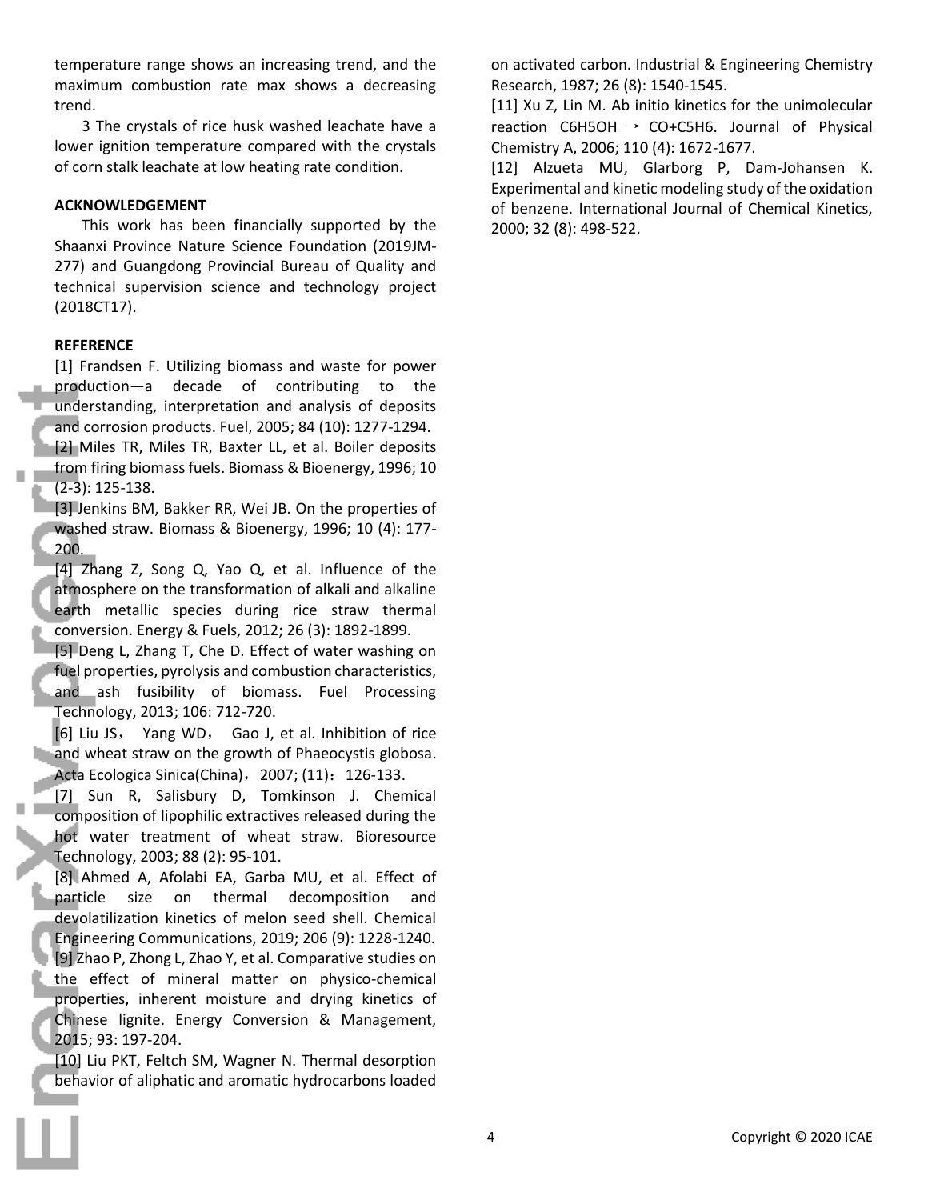temperature range shows an increasing trend, and the maximum combustion rate max shows a decreasing trend.

3 The crystals of rice husk washed leachate have a lower ignition temperature compared with the crystals of corn stalk leachate at low heating rate condition.

## ACKNOWLEDGEMENT

This work has been financially supported by the Shaanxi Province Nature Science Foundation (2019JM-277) and Guangdong Provincial Bureau of Quality and technical supervision science and technology project (2018CT17).

## REFERENCE

[1] Frandsen F. Utilizing biomass and waste for power production—a decade of contributing to the understanding, interpretation and analysis of deposits and corrosion products. Fuel, 2005; 84 (10): 1277-1294.

[2] Miles TR, Miles TR, Baxter LL, et al. Boiler deposits from firing biomass fuels. Biomass & Bioenergy, 1996; 10 (2-3): 125-138.

[3] Jenkins BM, Bakker RR, Wei JB. On the properties of washed straw. Biomass & Bioenergy, 1996; 10 (4): 177-200.

[4] Zhang Z, Song Q, Yao Q, et al. Influence of the atmosphere on the transformation of alkali and alkaline earth metallic species during rice straw thermal conversion. Energy & Fuels, 2012; 26 (3): 1892-1899.

[5] Deng L, Zhang T, Che D. Effect of water washing on fuel properties, pyrolysis and combustion characteristics, and ash fusibility of biomass. Fuel Processing Technology, 2013; 106: 712-720.

[6] Liu JS， Yang WD， Gao J, et al. Inhibition of rice and wheat straw on the growth of Phaeocystis globosa. Acta Ecologica Sinica(China)，2007; (11)：126-133.

[7] Sun R, Salisbury D, Tomkinson J. Chemical composition of lipophilic extractives released during the hot water treatment of wheat straw. Bioresource Technology, 2003; 88 (2): 95-101.

[8] Ahmed A, Afolabi EA, Garba MU, et al. Effect of particle size on thermal decomposition and devolatilization kinetics of melon seed shell. Chemical Engineering Communications, 2019; 206 (9): 1228-1240.

[9] Zhao P, Zhong L, Zhao Y, et al. Comparative studies on the effect of mineral matter on physico-chemical properties, inherent moisture and drying kinetics of Chinese lignite. Energy Conversion & Management, 2015; 93: 197-204.

[10] Liu PKT, Feltch SM, Wagner N. Thermal desorption behavior of aliphatic and aromatic hydrocarbons loaded on activated carbon. Industrial & Engineering Chemistry Research, 1987; 26 (8): 1540-1545.

[11] Xu Z, Lin M. Ab initio kinetics for the unimolecular reaction $C_6H_5OH \rightarrow CO+C_5H_6$. Journal of Physical Chemistry A, 2006; 110 (4): 1672-1677.

[12] Alzueta MU, Glarborg P, Dam-Johansen K. Experimental and kinetic modeling study of the oxidation of benzene. International Journal of Chemical Kinetics, 2000; 32 (8): 498-522.